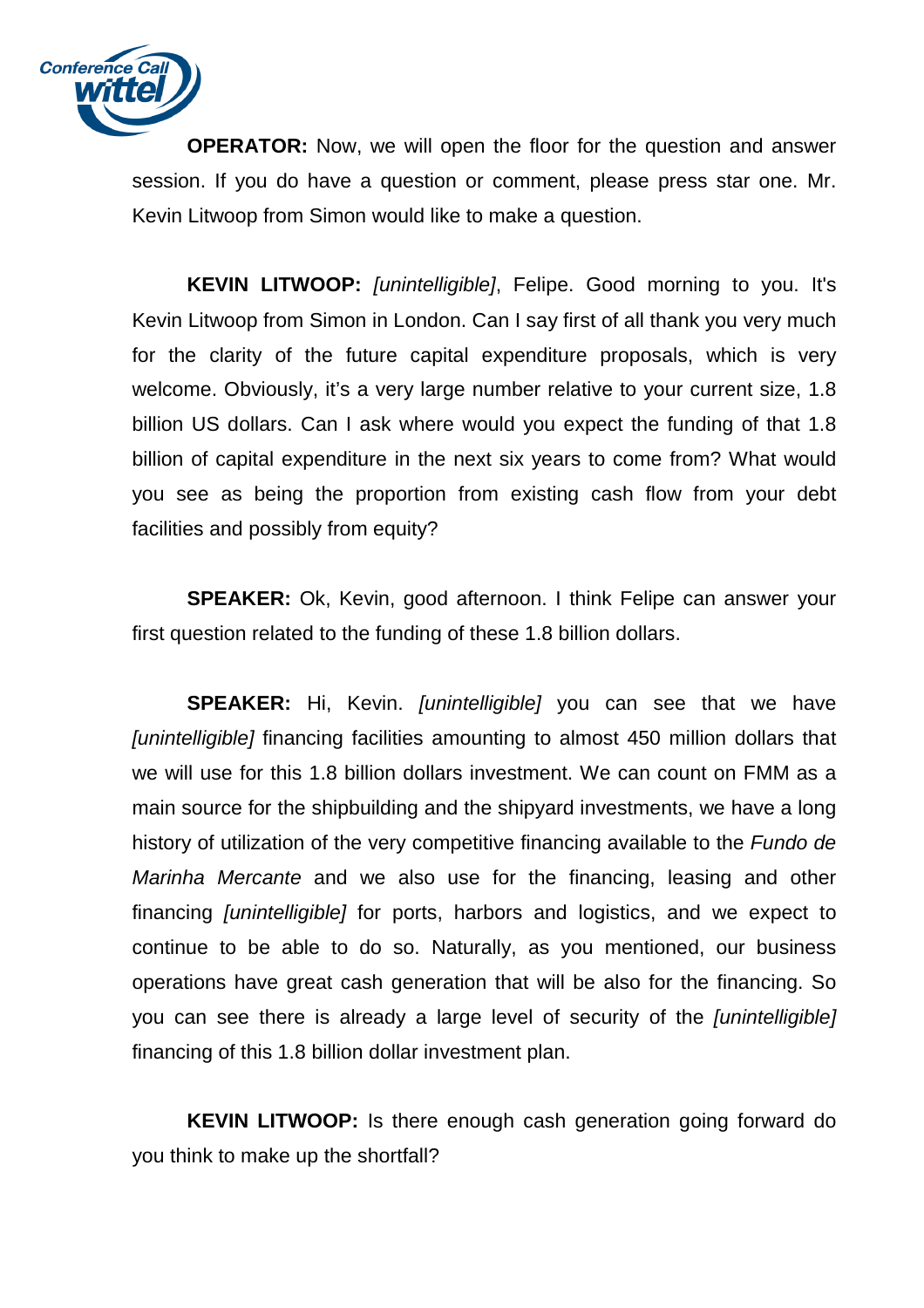**OPERATOR:** Now, we will open the floor for the question and answer session. If you do have a question or comment, please press star one. Mr. Kevin Litwoop from Simon would like to make a question.

**KEVIN LITWOOP:** *[unintelligible]*, Felipe. Good morning to you. It's Kevin Litwoop from Simon in London. Can I say first of all thank you very much for the clarity of the future capital expenditure proposals, which is very welcome. Obviously, it's a very large number relative to your current size, 1.8 billion US dollars. Can I ask where would you expect the funding of that 1.8 billion of capital expenditure in the next six years to come from? What would you see as being the proportion from existing cash flow from your debt facilities and possibly from equity?

**SPEAKER:** Ok, Kevin, good afternoon. I think Felipe can answer your first question related to the funding of these 1.8 billion dollars.

**SPEAKER:** Hi, Kevin. *[unintelligible]* you can see that we have *[unintelligible]* financing facilities amounting to almost 450 million dollars that we will use for this 1.8 billion dollars investment. We can count on FMM as a main source for the shipbuilding and the shipyard investments, we have a long history of utilization of the very competitive financing available to the *Fundo de Marinha Mercante* and we also use for the financing, leasing and other financing *[unintelligible]* for ports, harbors and logistics, and we expect to continue to be able to do so. Naturally, as you mentioned, our business operations have great cash generation that will be also for the financing. So you can see there is already a large level of security of the *[unintelligible]* financing of this 1.8 billion dollar investment plan.

**KEVIN LITWOOP:** Is there enough cash generation going forward do you think to make up the shortfall?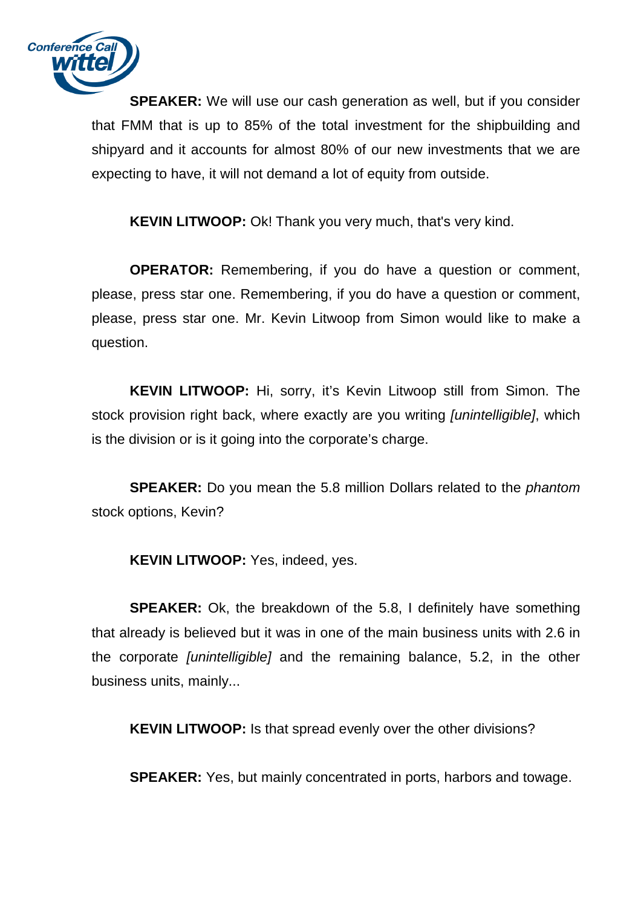**SPEAKER:** We will use our cash generation as well, but if you consider that FMM that is up to 85% of the total investment for the shipbuilding and shipyard and it accounts for almost 80% of our new investments that we are expecting to have, it will not demand a lot of equity from outside.

**KEVIN LITWOOP:** Ok! Thank you very much, that's very kind.

**OPERATOR:** Remembering, if you do have a question or comment, please, press star one. Remembering, if you do have a question or comment, please, press star one. Mr. Kevin Litwoop from Simon would like to make a question.

**KEVIN LITWOOP:** Hi, sorry, it's Kevin Litwoop still from Simon. The stock provision right back, where exactly are you writing *[unintelligible]*, which is the division or is it going into the corporate's charge.

**SPEAKER:** Do you mean the 5.8 million Dollars related to the *phantom* stock options, Kevin?

**KEVIN LITWOOP:** Yes, indeed, yes.

**SPEAKER:** Ok, the breakdown of the 5.8, I definitely have something that already is believed but it was in one of the main business units with 2.6 in the corporate *[unintelligible]* and the remaining balance, 5.2, in the other business units, mainly...

**KEVIN LITWOOP:** Is that spread evenly over the other divisions?

**SPEAKER:** Yes, but mainly concentrated in ports, harbors and towage.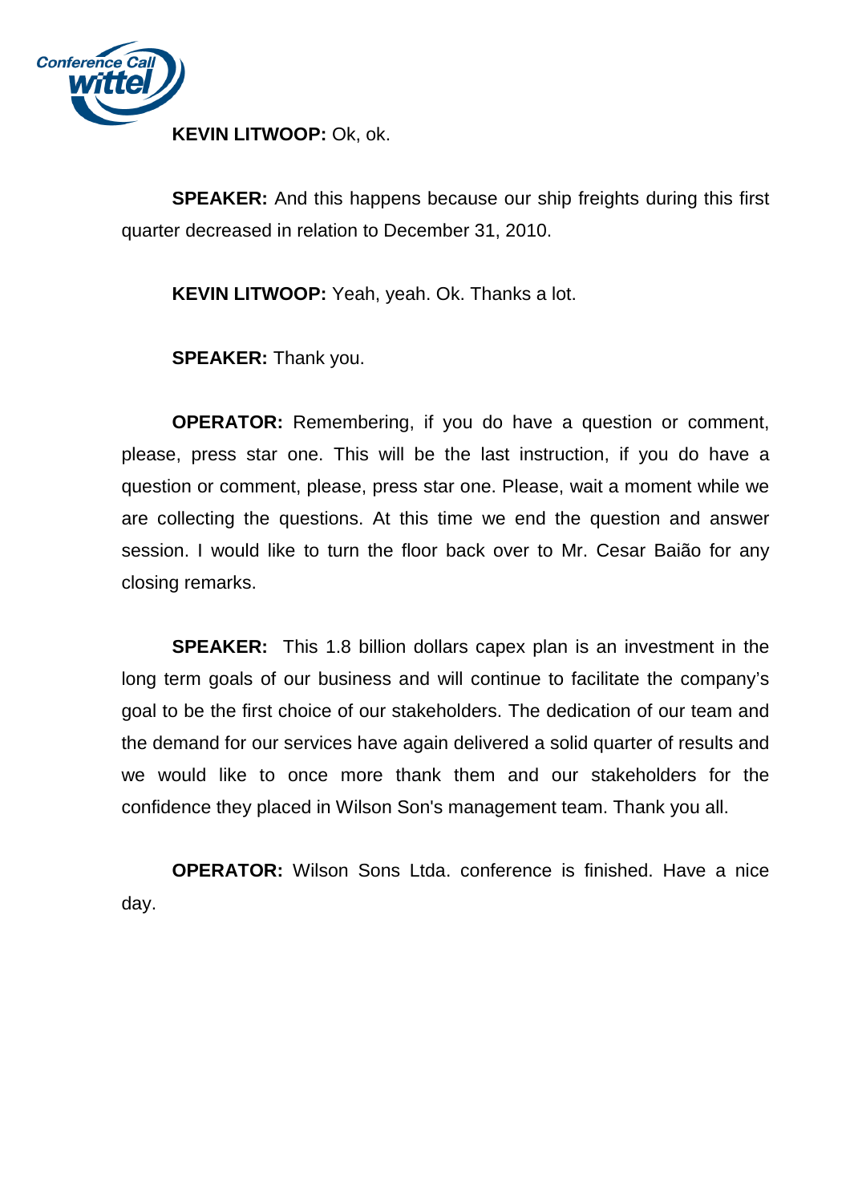**KEVIN LITWOOP:** Ok, ok.

**SPEAKER:** And this happens because our ship freights during this first quarter decreased in relation to December 31, 2010.

**KEVIN LITWOOP:** Yeah, yeah. Ok. Thanks a lot.

**SPEAKER:** Thank you.

**OPERATOR:** Remembering, if you do have a question or comment, please, press star one. This will be the last instruction, if you do have a question or comment, please, press star one. Please, wait a moment while we are collecting the questions. At this time we end the question and answer session. I would like to turn the floor back over to Mr. Cesar Baião for any closing remarks.

**SPEAKER:** This 1.8 billion dollars capex plan is an investment in the long term goals of our business and will continue to facilitate the company's goal to be the first choice of our stakeholders. The dedication of our team and the demand for our services have again delivered a solid quarter of results and we would like to once more thank them and our stakeholders for the confidence they placed in Wilson Son's management team. Thank you all.

**OPERATOR:** Wilson Sons Ltda. conference is finished. Have a nice day.